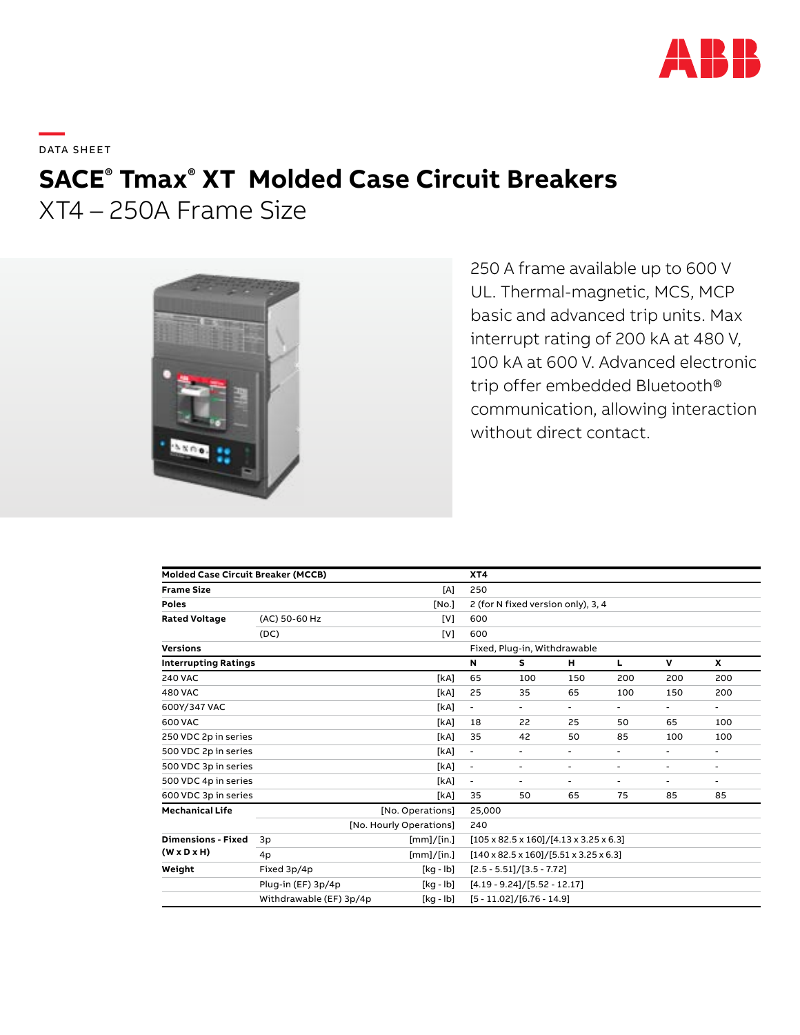DATA SHEET

# SACE® Tmax® XT Molded Case Circuit Breakers

## XT4 – 250A Frame Size

250 A frame available up to 600 V UL. Thermal-magnetic, MCS, MCP basic and advanced trip units. Max interrupt rating of 200 kA at 480 V, 100 kA at 600 V. Advanced electronic trip offer embedded Bluetooth® communication, allowing interaction without direct contact.

| **Molded Case Circuit Breaker (MCCB)** | | | **XT4** | | | | | |
|---|---|---|---|---|---|---|---|---|
| **Frame Size** | | [A] | 250 | | | | | |
| **Poles** | | [No.] | 2 (for N fixed version only), 3, 4 | | | | | |
| **Rated Voltage** | (AC) 50-60 Hz | [V] | 600 | | | | | |
| | (DC) | [V] | 600 | | | | | |
| **Versions** | | | Fixed, Plug-in, Withdrawable | | | | | |
| **Interrupting Ratings** | | | **N** | **S** | **H** | **L** | **V** | **X** |
| 240 VAC | | [kA] | 65 | 100 | 150 | 200 | 200 | 200 |
| 480 VAC | | [kA] | 25 | 35 | 65 | 100 | 150 | 200 |
| 600Y/347 VAC | | [kA] | - | - | - | - | - | - |
| 600 VAC | | [kA] | 18 | 22 | 25 | 50 | 65 | 100 |
| 250 VDC 2p in series | | [kA] | 35 | 42 | 50 | 85 | 100 | 100 |
| 500 VDC 2p in series | | [kA] | - | - | - | - | - | - |
| 500 VDC 3p in series | | [kA] | - | - | - | - | - | - |
| 500 VDC 4p in series | | [kA] | - | - | - | - | - | - |
| 600 VDC 3p in series | | [kA] | 35 | 50 | 65 | 75 | 85 | 85 |
| **Mechanical Life** | | [No. Operations] | 25,000 | | | | | |
| | | [No. Hourly Operations] | 240 | | | | | |
| **Dimensions - Fixed (W x D x H)** | 3p | [mm]/[in.] | [105 x 82.5 x 160]/[4.13 x 3.25 x 6.3] | | | | | |
| | 4p | [mm]/[in.] | [140 x 82.5 x 160]/[5.51 x 3.25 x 6.3] | | | | | |
| **Weight** | Fixed 3p/4p | [kg - lb] | [2.5 - 5.51]/[3.5 - 7.72] | | | | | |
| | Plug-in (EF) 3p/4p | [kg - lb] | [4.19 - 9.24]/[5.52 - 12.17] | | | | | |
| | Withdrawable (EF) 3p/4p | [kg - lb] | [5 - 11.02]/[6.76 - 14.9] | | | | | |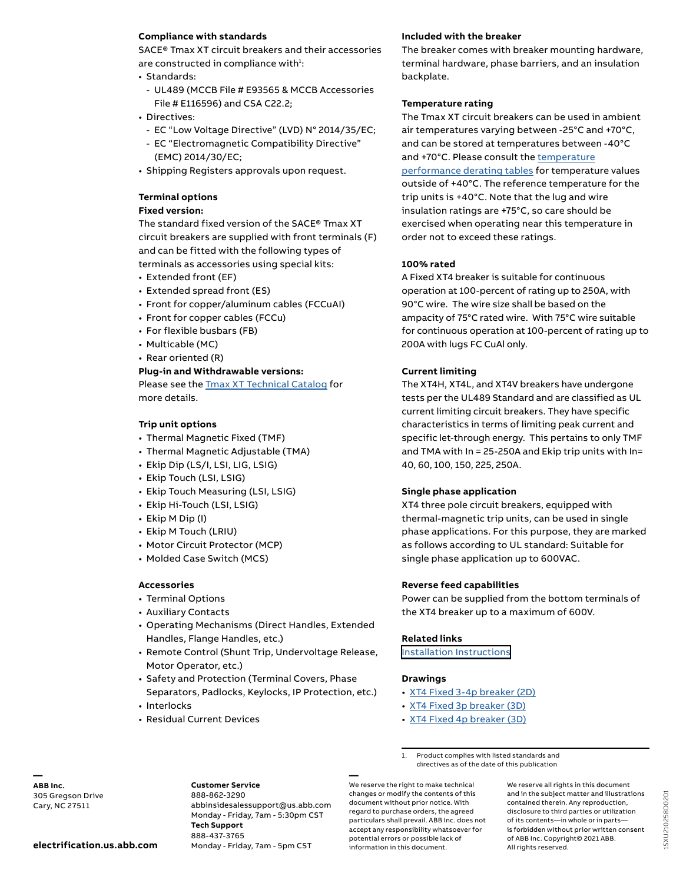### Compliance with standards

SACE® Tmax XT circuit breakers and their accessories are constructed in compliance with[1]:

- Standards:
  - UL489 (MCCB File # E93565 & MCCB Accessories File # E116596) and CSA C22.2;
- Directives:
  - EC "Low Voltage Directive" (LVD) N° 2014/35/EC;
  - EC "Electromagnetic Compatibility Directive" (EMC) 2014/30/EC;
- Shipping Registers approvals upon request.

### Terminal options

**Fixed version:**

The standard fixed version of the SACE® Tmax XT circuit breakers are supplied with front terminals (F) and can be fitted with the following types of terminals as accessories using special kits:

- Extended front (EF)
- Extended spread front (ES)
- Front for copper/aluminum cables (FCCuAl)
- Front for copper cables (FCCu)
- For flexible busbars (FB)
- Multicable (MC)
- Rear oriented (R)

**Plug-in and Withdrawable versions:**

Please see the Tmax XT Technical Catalog for more details.

### Trip unit options

- Thermal Magnetic Fixed (TMF)
- Thermal Magnetic Adjustable (TMA)
- Ekip Dip (LS/I, LSI, LIG, LSIG)
- Ekip Touch (LSI, LSIG)
- Ekip Touch Measuring (LSI, LSIG)
- Ekip Hi-Touch (LSI, LSIG)
- Ekip M Dip (I)
- Ekip M Touch (LRIU)
- Motor Circuit Protector (MCP)
- Molded Case Switch (MCS)

### Accessories

- Terminal Options
- Auxiliary Contacts
- Operating Mechanisms (Direct Handles, Extended Handles, Flange Handles, etc.)
- Remote Control (Shunt Trip, Undervoltage Release, Motor Operator, etc.)
- Safety and Protection (Terminal Covers, Phase Separators, Padlocks, Keylocks, IP Protection, etc.)
- Interlocks
- Residual Current Devices

### Included with the breaker

The breaker comes with breaker mounting hardware, terminal hardware, phase barriers, and an insulation backplate.

### Temperature rating

The Tmax XT circuit breakers can be used in ambient air temperatures varying between -25°C and +70°C, and can be stored at temperatures between -40°C and +70°C. Please consult the temperature performance derating tables for temperature values outside of +40°C. The reference temperature for the trip units is +40°C. Note that the lug and wire insulation ratings are +75°C, so care should be exercised when operating near this temperature in order not to exceed these ratings.

### 100% rated

A Fixed XT4 breaker is suitable for continuous operation at 100-percent of rating up to 250A, with 90°C wire. The wire size shall be based on the ampacity of 75°C rated wire. With 75°C wire suitable for continuous operation at 100-percent of rating up to 200A with lugs FC CuAl only.

### Current limiting

The XT4H, XT4L, and XT4V breakers have undergone tests per the UL489 Standard and are classified as UL current limiting circuit breakers. They have specific characteristics in terms of limiting peak current and specific let-through energy. This pertains to only TMF and TMA with In = 25-250A and Ekip trip units with In= 40, 60, 100, 150, 225, 250A.

### Single phase application

XT4 three pole circuit breakers, equipped with thermal-magnetic trip units, can be used in single phase applications. For this purpose, they are marked as follows according to UL standard: Suitable for single phase application up to 600VAC.

### Reverse feed capabilities

Power can be supplied from the bottom terminals of the XT4 breaker up to a maximum of 600V.

### Related links

Installation Instructions

### Drawings

- XT4 Fixed 3-4p breaker (2D)
- XT4 Fixed 3p breaker (3D)
- XT4 Fixed 4p breaker (3D)

1. Product complies with listed standards and directives as of the date of this publication

**ABB Inc.**
305 Gregson Drive
Cary, NC 27511

**electrification.us.abb.com**

**Customer Service**
888-862-3290
abbinsidesalessupport@us.abb.com
Monday - Friday, 7am - 5:30pm CST
**Tech Support**
888-437-3765
Monday - Friday, 7am - 5pm CST

We reserve the right to make technical changes or modify the contents of this document without prior notice. With regard to purchase orders, the agreed particulars shall prevail. ABB Inc. does not accept any responsibility whatsoever for potential errors or possible lack of information in this document.

We reserve all rights in this document and in the subject matter and illustrations contained therein. Any reproduction, disclosure to third parties or utilization of its contents—in whole or in parts—is forbidden without prior written consent of ABB Inc. Copyright© 2021 ABB. All rights reserved.

1SXU210258D0201